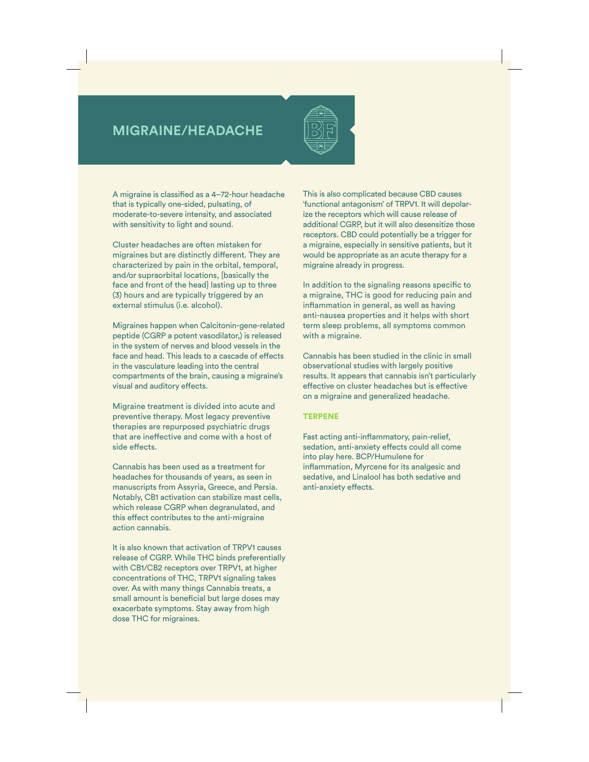# MIGRAINE/HEADACHE

A migraine is classified as a 4–72-hour headache that is typically one-sided, pulsating, of moderate-to-severe intensity, and associated with sensitivity to light and sound.

Cluster headaches are often mistaken for migraines but are distinctly different. They are characterized by pain in the orbital, temporal, and/or supraorbital locations, [basically the face and front of the head] lasting up to three (3) hours and are typically triggered by an external stimulus (i.e. alcohol).

Migraines happen when Calcitonin-gene-related peptide (CGRP a potent vasodilator,) is released in the system of nerves and blood vessels in the face and head. This leads to a cascade of effects in the vasculature leading into the central compartments of the brain, causing a migraine's visual and auditory effects.

Migraine treatment is divided into acute and preventive therapy. Most legacy preventive therapies are repurposed psychiatric drugs that are ineffective and come with a host of side effects.

Cannabis has been used as a treatment for headaches for thousands of years, as seen in manuscripts from Assyria, Greece, and Persia. Notably, CB1 activation can stabilize mast cells, which release CGRP when degranulated, and this effect contributes to the anti-migraine action cannabis.

It is also known that activation of TRPV1 causes release of CGRP. While THC binds preferentially with CB1/CB2 receptors over TRPV1, at higher concentrations of THC, TRPV1 signaling takes over. As with many things Cannabis treats, a small amount is beneficial but large doses may exacerbate symptoms. Stay away from high dose THC for migraines.

This is also complicated because CBD causes 'functional antagonism' of TRPV1. It will depolarize the receptors which will cause release of additional CGRP, but it will also desensitize those receptors. CBD could potentially be a trigger for a migraine, especially in sensitive patients, but it would be appropriate as an acute therapy for a migraine already in progress.

In addition to the signaling reasons specific to a migraine, THC is good for reducing pain and inflammation in general, as well as having anti-nausea properties and it helps with short term sleep problems, all symptoms common with a migraine.

Cannabis has been studied in the clinic in small observational studies with largely positive results. It appears that cannabis isn't particularly effective on cluster headaches but is effective on a migraine and generalized headache.

## TERPENE

Fast acting anti-inflammatory, pain-relief, sedation, anti-anxiety effects could all come into play here. BCP/Humulene for inflammation, Myrcene for its analgesic and sedative, and Linalool has both sedative and anti-anxiety effects.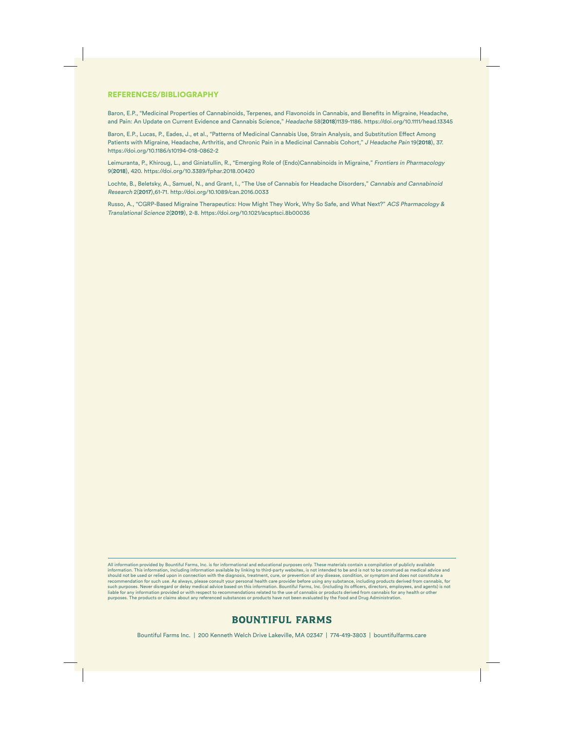## REFERENCES/BIBLIOGRAPHY

Baron, E.P., “Medicinal Properties of Cannabinoids, Terpenes, and Flavonoids in Cannabis, and Benefits in Migraine, Headache, and Pain: An Update on Current Evidence and Cannabis Science,” *Headache* 58(**2018**)1139-1186. https://doi.org/10.1111/head.13345

Baron, E.P., Lucas, P., Eades, J., et al., “Patterns of Medicinal Cannabis Use, Strain Analysis, and Substitution Effect Among Patients with Migraine, Headache, Arthritis, and Chronic Pain in a Medicinal Cannabis Cohort,” *J Headache Pain* 19(**2018**), 37. https://doi.org/10.1186/s10194-018-0862-2

Leimuranta, P., Khiroug, L., and Giniatullin, R., “Emerging Role of (Endo)Cannabinoids in Migraine,” *Frontiers in Pharmacology* 9(**2018**), 420. https://doi.org/10.3389/fphar.2018.00420

Lochte, B., Beletsky, A., Samuel, N., and Grant, I., “The Use of Cannabis for Headache Disorders,” *Cannabis and Cannabinoid Research* 2(**2017**),61-71. http://doi.org/10.1089/can.2016.0033

Russo, A., “CGRP-Based Migraine Therapeutics: How Might They Work, Why So Safe, and What Next?” *ACS Pharmacology & Translational Science* 2(**2019**), 2-8. https://doi.org/10.1021/acsptsci.8b00036

---

All information provided by Bountiful Farms, Inc. is for informational and educational purposes only. These materials contain a compilation of publicly available information. This information, including information available by linking to third-party websites, is not intended to be and is not to be construed as medical advice and should not be used or relied upon in connection with the diagnosis, treatment, cure, or prevention of any disease, condition, or symptom and does not constitute a recommendation for such use. As always, please consult your personal health care provider before using any substance, including products derived from cannabis, for such purposes. Never disregard or delay medical advice based on this information. Bountiful Farms, Inc. (including its officers, directors, employees, and agents) is not liable for any information provided or with respect to recommendations related to the use of cannabis or products derived from cannabis for any health or other purposes. The products or claims about any referenced substances or products have not been evaluated by the Food and Drug Administration.

**BOUNTIFUL FARMS**

Bountiful Farms Inc. | 200 Kenneth Welch Drive Lakeville, MA 02347 | 774-419-3803 | bountifulfarms.care